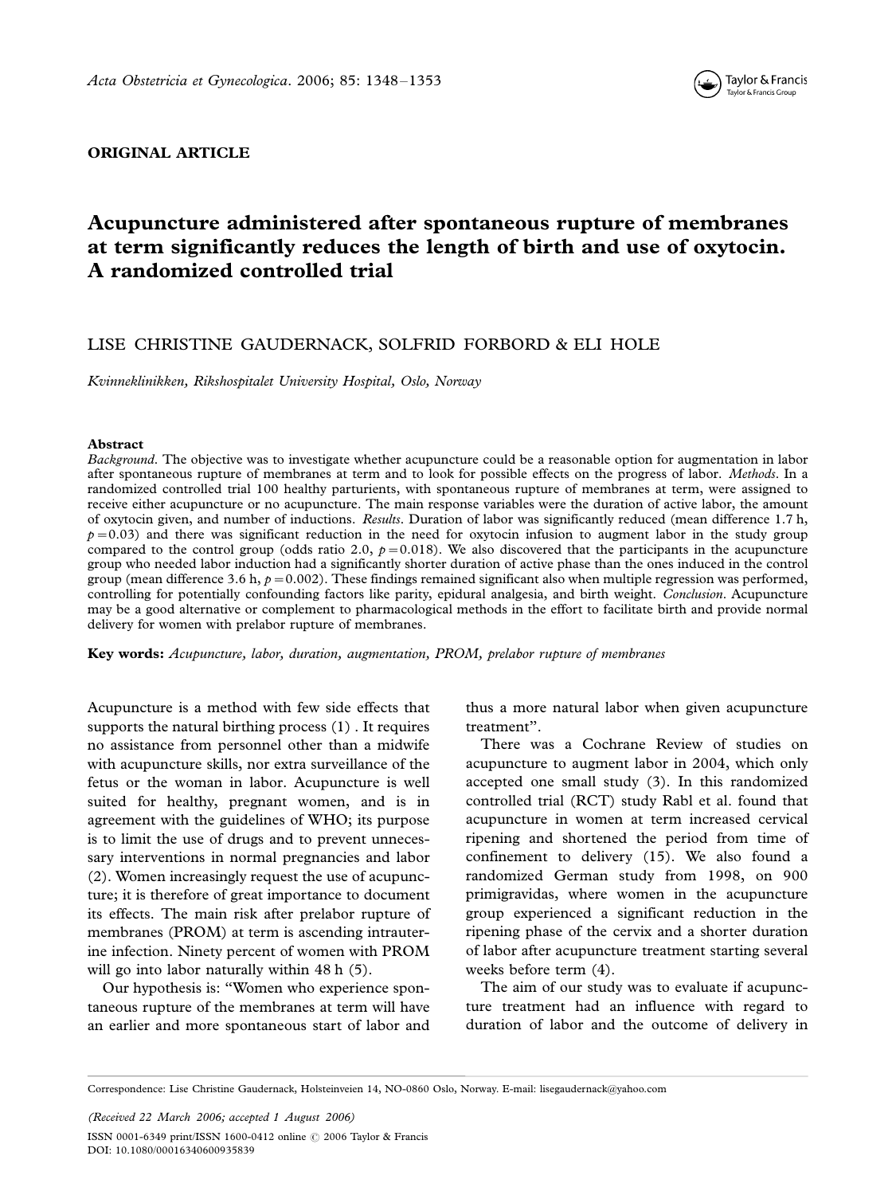**ORIGINAL ARTICLE**

# Acupuncture administered after spontaneous rupture of membranes at term significantly reduces the length of birth and use of oxytocin. A randomized controlled trial

LISE CHRISTINE GAUDERNACK, SOLFRID FORBORD & ELI HOLE

*Kvinneklinikken, Rikshospitalet University Hospital, Oslo, Norway*

### Abstract

*Background.* The objective was to investigate whether acupuncture could be a reasonable option for augmentation in labor after spontaneous rupture of membranes at term and to look for possible effects on the progress of labor. *Methods.* In a randomized controlled trial 100 healthy parturients, with spontaneous rupture of membranes at term, were assigned to receive either acupuncture or no acupuncture. The main response variables were the duration of active labor, the amount of oxytocin given, and number of inductions. *Results.* Duration of labor was significantly reduced (mean difference 1.7 h, $p = 0.03$) and there was significant reduction in the need for oxytocin infusion to augment labor in the study group compared to the control group (odds ratio 2.0, $p = 0.018$). We also discovered that the participants in the acupuncture group who needed labor induction had a significantly shorter duration of active phase than the ones induced in the control group (mean difference 3.6 h, $p = 0.002$). These findings remained significant also when multiple regression was performed, controlling for potentially confounding factors like parity, epidural analgesia, and birth weight. *Conclusion.* Acupuncture may be a good alternative or complement to pharmacological methods in the effort to facilitate birth and provide normal delivery for women with prelabor rupture of membranes.

**Key words:** *Acupuncture, labor, duration, augmentation, PROM, prelabor rupture of membranes*

Acupuncture is a method with few side effects that supports the natural birthing process (1) . It requires no assistance from personnel other than a midwife with acupuncture skills, nor extra surveillance of the fetus or the woman in labor. Acupuncture is well suited for healthy, pregnant women, and is in agreement with the guidelines of WHO; its purpose is to limit the use of drugs and to prevent unnecessary interventions in normal pregnancies and labor (2). Women increasingly request the use of acupuncture; it is therefore of great importance to document its effects. The main risk after prelabor rupture of membranes (PROM) at term is ascending intrauterine infection. Ninety percent of women with PROM will go into labor naturally within 48 h (5).

Our hypothesis is: "Women who experience spontaneous rupture of the membranes at term will have an earlier and more spontaneous start of labor and thus a more natural labor when given acupuncture treatment".

There was a Cochrane Review of studies on acupuncture to augment labor in 2004, which only accepted one small study (3). In this randomized controlled trial (RCT) study Rabl et al. found that acupuncture in women at term increased cervical ripening and shortened the period from time of confinement to delivery (15). We also found a randomized German study from 1998, on 900 primigravidas, where women in the acupuncture group experienced a significant reduction in the ripening phase of the cervix and a shorter duration of labor after acupuncture treatment starting several weeks before term (4).

The aim of our study was to evaluate if acupuncture treatment had an influence with regard to duration of labor and the outcome of delivery in

Correspondence: Lise Christine Gaudernack, Holsteinveien 14, NO-0860 Oslo, Norway. E-mail: lisegaudernack@yahoo.com

(Received 22 March 2006; accepted 1 August 2006)

ISSN 0001-6349 print/ISSN 1600-0412 online © 2006 Taylor & Francis
DOI: 10.1080/00016340600935839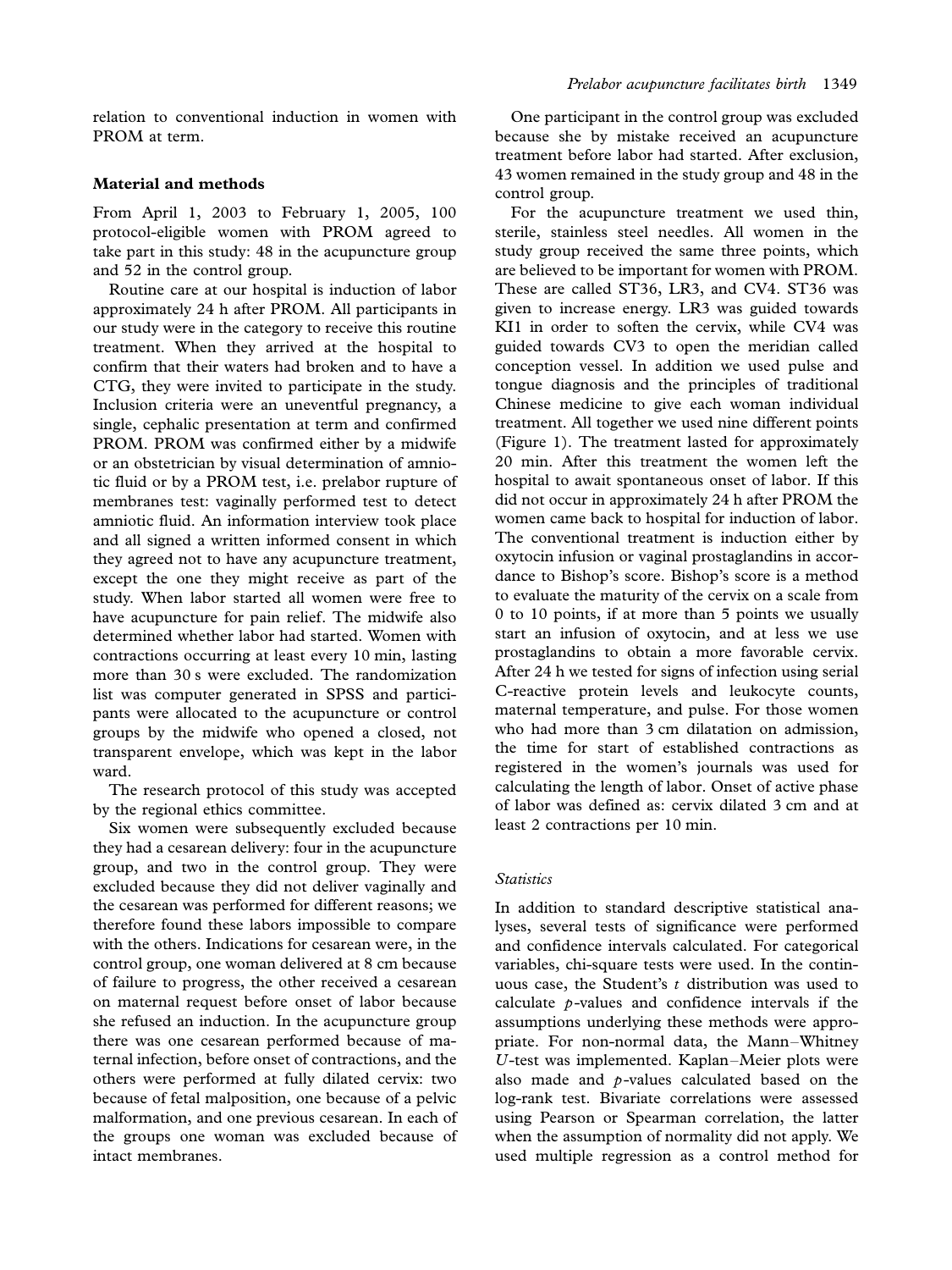relation to conventional induction in women with PROM at term.

## Material and methods

From April 1, 2003 to February 1, 2005, 100 protocol-eligible women with PROM agreed to take part in this study: 48 in the acupuncture group and 52 in the control group.

Routine care at our hospital is induction of labor approximately 24 h after PROM. All participants in our study were in the category to receive this routine treatment. When they arrived at the hospital to confirm that their waters had broken and to have a CTG, they were invited to participate in the study. Inclusion criteria were an uneventful pregnancy, a single, cephalic presentation at term and confirmed PROM. PROM was confirmed either by a midwife or an obstetrician by visual determination of amniotic fluid or by a PROM test, i.e. prelabor rupture of membranes test: vaginally performed test to detect amniotic fluid. An information interview took place and all signed a written informed consent in which they agreed not to have any acupuncture treatment, except the one they might receive as part of the study. When labor started all women were free to have acupuncture for pain relief. The midwife also determined whether labor had started. Women with contractions occurring at least every 10 min, lasting more than 30 s were excluded. The randomization list was computer generated in SPSS and participants were allocated to the acupuncture or control groups by the midwife who opened a closed, not transparent envelope, which was kept in the labor ward.

The research protocol of this study was accepted by the regional ethics committee.

Six women were subsequently excluded because they had a cesarean delivery: four in the acupuncture group, and two in the control group. They were excluded because they did not deliver vaginally and the cesarean was performed for different reasons; we therefore found these labors impossible to compare with the others. Indications for cesarean were, in the control group, one woman delivered at 8 cm because of failure to progress, the other received a cesarean on maternal request before onset of labor because she refused an induction. In the acupuncture group there was one cesarean performed because of maternal infection, before onset of contractions, and the others were performed at fully dilated cervix: two because of fetal malposition, one because of a pelvic malformation, and one previous cesarean. In each of the groups one woman was excluded because of intact membranes.

One participant in the control group was excluded because she by mistake received an acupuncture treatment before labor had started. After exclusion, 43 women remained in the study group and 48 in the control group.

For the acupuncture treatment we used thin, sterile, stainless steel needles. All women in the study group received the same three points, which are believed to be important for women with PROM. These are called ST36, LR3, and CV4. ST36 was given to increase energy. LR3 was guided towards KI1 in order to soften the cervix, while CV4 was guided towards CV3 to open the meridian called conception vessel. In addition we used pulse and tongue diagnosis and the principles of traditional Chinese medicine to give each woman individual treatment. All together we used nine different points (Figure 1). The treatment lasted for approximately 20 min. After this treatment the women left the hospital to await spontaneous onset of labor. If this did not occur in approximately 24 h after PROM the women came back to hospital for induction of labor. The conventional treatment is induction either by oxytocin infusion or vaginal prostaglandins in accordance to Bishop's score. Bishop's score is a method to evaluate the maturity of the cervix on a scale from 0 to 10 points, if at more than 5 points we usually start an infusion of oxytocin, and at less we use prostaglandins to obtain a more favorable cervix. After 24 h we tested for signs of infection using serial C-reactive protein levels and leukocyte counts, maternal temperature, and pulse. For those women who had more than 3 cm dilatation on admission, the time for start of established contractions as registered in the women's journals was used for calculating the length of labor. Onset of active phase of labor was defined as: cervix dilated 3 cm and at least 2 contractions per 10 min.

### *Statistics*

In addition to standard descriptive statistical analyses, several tests of significance were performed and confidence intervals calculated. For categorical variables, chi-square tests were used. In the continuous case, the Student's $t$ distribution was used to calculate $p$-values and confidence intervals if the assumptions underlying these methods were appropriate. For non-normal data, the Mann–Whitney $U$-test was implemented. Kaplan–Meier plots were also made and $p$-values calculated based on the log-rank test. Bivariate correlations were assessed using Pearson or Spearman correlation, the latter when the assumption of normality did not apply. We used multiple regression as a control method for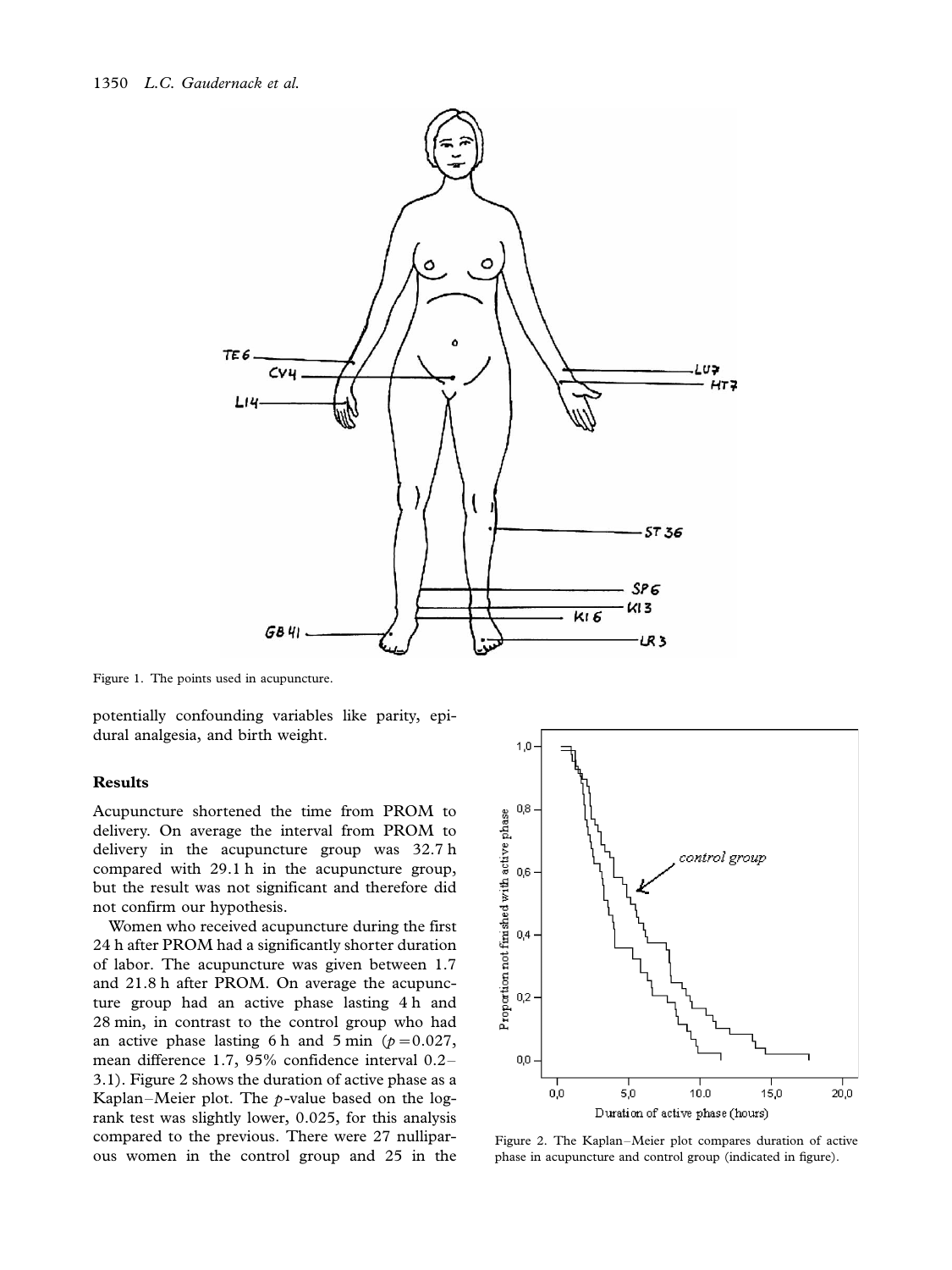Figure 1. The points used in acupuncture.

potentially confounding variables like parity, epidural analgesia, and birth weight.

## Results

Acupuncture shortened the time from PROM to delivery. On average the interval from PROM to delivery in the acupuncture group was 32.7 h compared with 29.1 h in the acupuncture group, but the result was not significant and therefore did not confirm our hypothesis.

Women who received acupuncture during the first 24 h after PROM had a significantly shorter duration of labor. The acupuncture was given between 1.7 and 21.8 h after PROM. On average the acupuncture group had an active phase lasting 4 h and 28 min, in contrast to the control group who had an active phase lasting 6 h and 5 min ($p = 0.027$, mean difference 1.7, 95% confidence interval 0.2–3.1). Figure 2 shows the duration of active phase as a Kaplan–Meier plot. The $p$-value based on the log-rank test was slightly lower, 0.025, for this analysis compared to the previous. There were 27 nulliparous women in the control group and 25 in the

Figure 2. The Kaplan–Meier plot compares duration of active phase in acupuncture and control group (indicated in figure).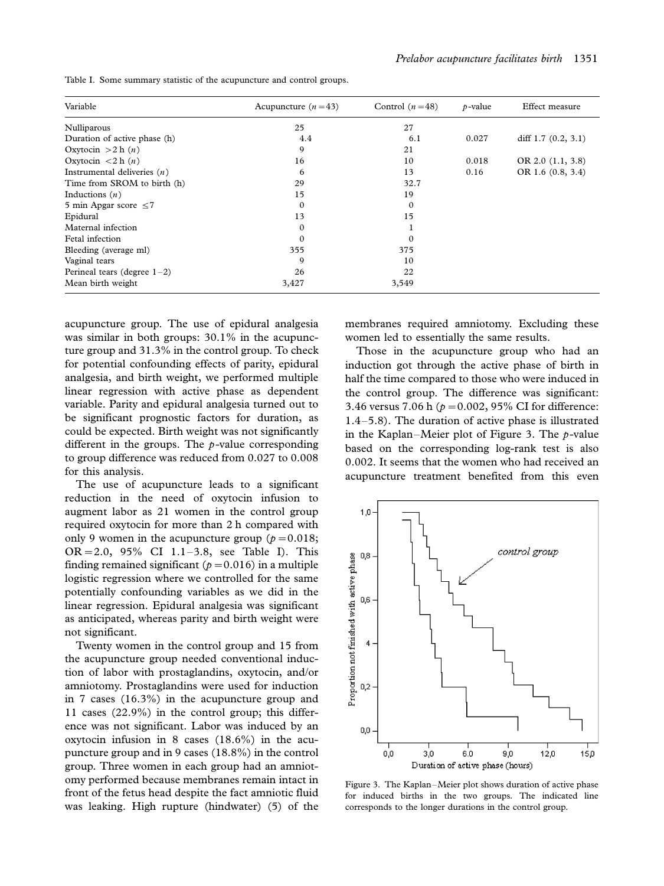Table I. Some summary statistic of the acupuncture and control groups.

| Variable | Acupuncture ($n = 43$) | Control ($n = 48$) | $p$-value | Effect measure |
|---|---|---|---|---|
| Nulliparous | 25 | 27 | | |
| Duration of active phase (h) | 4.4 | 6.1 | 0.027 | diff 1.7 (0.2, 3.1) |
| Oxytocin >2 h ($n$) | 9 | 21 | | |
| Oxytocin <2 h ($n$) | 16 | 10 | 0.018 | OR 2.0 (1.1, 3.8) |
| Instrumental deliveries ($n$) | 6 | 13 | 0.16 | OR 1.6 (0.8, 3.4) |
| Time from SROM to birth (h) | 29 | 32.7 | | |
| Inductions ($n$) | 15 | 19 | | |
| 5 min Apgar score ≤7 | 0 | 0 | | |
| Epidural | 13 | 15 | | |
| Maternal infection | 0 | 1 | | |
| Fetal infection | 0 | 0 | | |
| Bleeding (average ml) | 355 | 375 | | |
| Vaginal tears | 9 | 10 | | |
| Perineal tears (degree 1–2) | 26 | 22 | | |
| Mean birth weight | 3,427 | 3,549 | | |

acupuncture group. The use of epidural analgesia was similar in both groups: 30.1% in the acupuncture group and 31.3% in the control group. To check for potential confounding effects of parity, epidural analgesia, and birth weight, we performed multiple linear regression with active phase as dependent variable. Parity and epidural analgesia turned out to be significant prognostic factors for duration, as could be expected. Birth weight was not significantly different in the groups. The $p$-value corresponding to group difference was reduced from 0.027 to 0.008 for this analysis.

The use of acupuncture leads to a significant reduction in the need of oxytocin infusion to augment labor as 21 women in the control group required oxytocin for more than 2 h compared with only 9 women in the acupuncture group ($p = 0.018$; OR = 2.0, 95% CI 1.1–3.8, see Table I). This finding remained significant ($p = 0.016$) in a multiple logistic regression where we controlled for the same potentially confounding variables as we did in the linear regression. Epidural analgesia was significant as anticipated, whereas parity and birth weight were not significant.

Twenty women in the control group and 15 from the acupuncture group needed conventional induction of labor with prostaglandins, oxytocin, and/or amniotomy. Prostaglandins were used for induction in 7 cases (16.3%) in the acupuncture group and 11 cases (22.9%) in the control group; this difference was not significant. Labor was induced by an oxytocin infusion in 8 cases (18.6%) in the acupuncture group and in 9 cases (18.8%) in the control group. Three women in each group had an amniotomy performed because membranes remain intact in front of the fetus head despite the fact amniotic fluid was leaking. High rupture (hindwater) (5) of the membranes required amniotomy. Excluding these women led to essentially the same results.

Those in the acupuncture group who had an induction got through the active phase of birth in half the time compared to those who were induced in the control group. The difference was significant: 3.46 versus 7.06 h ($p = 0.002$, 95% CI for difference: 1.4–5.8). The duration of active phase is illustrated in the Kaplan–Meier plot of Figure 3. The $p$-value based on the corresponding log-rank test is also 0.002. It seems that the women who had received an acupuncture treatment benefited from this even

Figure 3. The Kaplan–Meier plot shows duration of active phase for induced births in the two groups. The indicated line corresponds to the longer durations in the control group.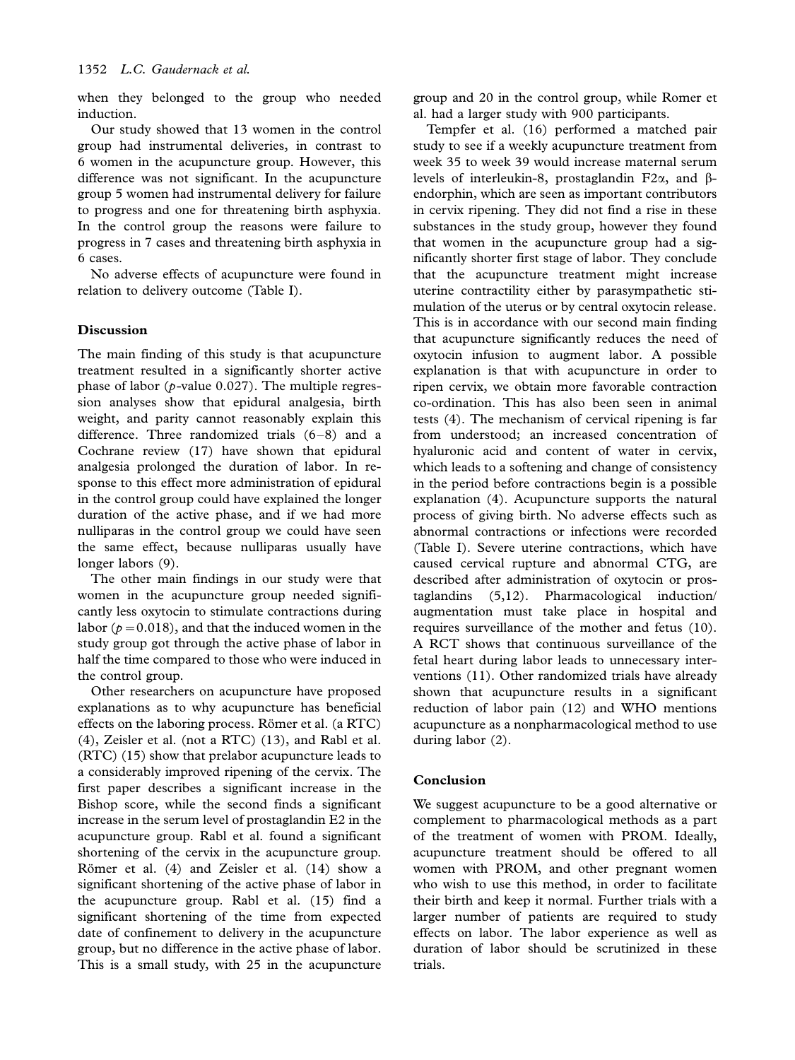when they belonged to the group who needed induction.

Our study showed that 13 women in the control group had instrumental deliveries, in contrast to 6 women in the acupuncture group. However, this difference was not significant. In the acupuncture group 5 women had instrumental delivery for failure to progress and one for threatening birth asphyxia. In the control group the reasons were failure to progress in 7 cases and threatening birth asphyxia in 6 cases.

No adverse effects of acupuncture were found in relation to delivery outcome (Table I).

## Discussion

The main finding of this study is that acupuncture treatment resulted in a significantly shorter active phase of labor ($p$-value 0.027). The multiple regression analyses show that epidural analgesia, birth weight, and parity cannot reasonably explain this difference. Three randomized trials (6–8) and a Cochrane review (17) have shown that epidural analgesia prolonged the duration of labor. In response to this effect more administration of epidural in the control group could have explained the longer duration of the active phase, and if we had more nulliparas in the control group we could have seen the same effect, because nulliparas usually have longer labors (9).

The other main findings in our study were that women in the acupuncture group needed significantly less oxytocin to stimulate contractions during labor ($p = 0.018$), and that the induced women in the study group got through the active phase of labor in half the time compared to those who were induced in the control group.

Other researchers on acupuncture have proposed explanations as to why acupuncture has beneficial effects on the laboring process. Römer et al. (a RTC) (4), Zeisler et al. (not a RTC) (13), and Rabl et al. (RTC) (15) show that prelabor acupuncture leads to a considerably improved ripening of the cervix. The first paper describes a significant increase in the Bishop score, while the second finds a significant increase in the serum level of prostaglandin E2 in the acupuncture group. Rabl et al. found a significant shortening of the cervix in the acupuncture group. Römer et al. (4) and Zeisler et al. (14) show a significant shortening of the active phase of labor in the acupuncture group. Rabl et al. (15) find a significant shortening of the time from expected date of confinement to delivery in the acupuncture group, but no difference in the active phase of labor. This is a small study, with 25 in the acupuncture group and 20 in the control group, while Romer et al. had a larger study with 900 participants.

Tempfer et al. (16) performed a matched pair study to see if a weekly acupuncture treatment from week 35 to week 39 would increase maternal serum levels of interleukin-8, prostaglandin F2$\alpha$, and $\beta$-endorphin, which are seen as important contributors in cervix ripening. They did not find a rise in these substances in the study group, however they found that women in the acupuncture group had a significantly shorter first stage of labor. They conclude that the acupuncture treatment might increase uterine contractility either by parasympathetic stimulation of the uterus or by central oxytocin release. This is in accordance with our second main finding that acupuncture significantly reduces the need of oxytocin infusion to augment labor. A possible explanation is that with acupuncture in order to ripen cervix, we obtain more favorable contraction co-ordination. This has also been seen in animal tests (4). The mechanism of cervical ripening is far from understood; an increased concentration of hyaluronic acid and content of water in cervix, which leads to a softening and change of consistency in the period before contractions begin is a possible explanation (4). Acupuncture supports the natural process of giving birth. No adverse effects such as abnormal contractions or infections were recorded (Table I). Severe uterine contractions, which have caused cervical rupture and abnormal CTG, are described after administration of oxytocin or prostaglandins (5,12). Pharmacological induction/augmentation must take place in hospital and requires surveillance of the mother and fetus (10). A RCT shows that continuous surveillance of the fetal heart during labor leads to unnecessary interventions (11). Other randomized trials have already shown that acupuncture results in a significant reduction of labor pain (12) and WHO mentions acupuncture as a nonpharmacological method to use during labor (2).

## Conclusion

We suggest acupuncture to be a good alternative or complement to pharmacological methods as a part of the treatment of women with PROM. Ideally, acupuncture treatment should be offered to all women with PROM, and other pregnant women who wish to use this method, in order to facilitate their birth and keep it normal. Further trials with a larger number of patients are required to study effects on labor. The labor experience as well as duration of labor should be scrutinized in these trials.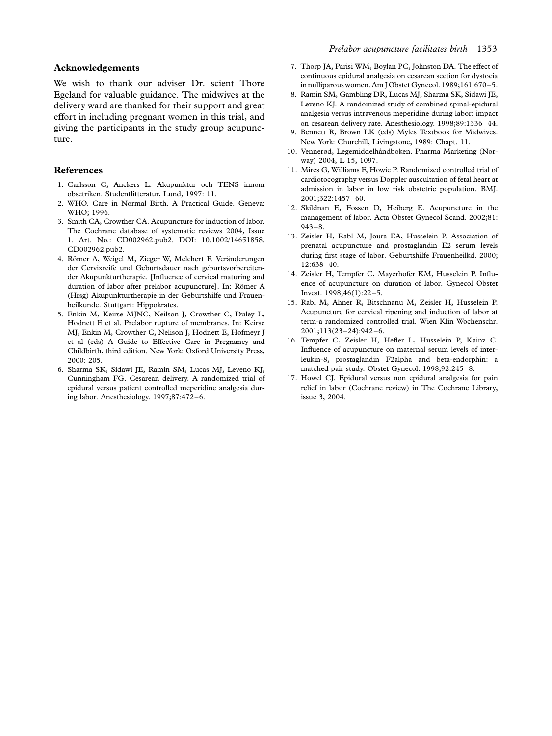## Acknowledgements

We wish to thank our adviser Dr. scient Thore Egeland for valuable guidance. The midwives at the delivery ward are thanked for their support and great effort in including pregnant women in this trial, and giving the participants in the study group acupuncture.

## References

1. Carlsson C, Anckers L. Akupunktur och TENS innom obsetriken. Studentlitteratur, Lund, 1997: 11.
2. WHO. Care in Normal Birth. A Practical Guide. Geneva: WHO; 1996.
3. Smith CA, Crowther CA. Acupuncture for induction of labor. The Cochrane database of systematic reviews 2004, Issue 1. Art. No.: CD002962.pub2. DOI: 10.1002/14651858.CD002962.pub2.
4. Römer A, Weigel M, Zieger W, Melchert F. Veränderungen der Cervixreife und Geburtsdauer nach geburtsvorbereitender Akupunkturtherapie. [Influence of cervical maturing and duration of labor after prelabor acupuncture]. In: Römer A (Hrsg) Akupunkturtherapie in der Geburtshilfe und Frauenheilkunde. Stuttgart: Hippokrates.
5. Enkin M, Keirse MJNC, Neilson J, Crowther C, Duley L, Hodnett E et al. Prelabor rupture of membranes. In: Keirse MJ, Enkin M, Crowther C, Nelison J, Hodnett E, Hofmeyr J et al (eds) A Guide to Effective Care in Pregnancy and Childbirth, third edition. New York: Oxford University Press, 2000: 205.
6. Sharma SK, Sidawi JE, Ramin SM, Lucas MJ, Leveno KJ, Cunningham FG. Cesarean delivery. A randomized trial of epidural versus patient controlled meperidine analgesia during labor. Anesthesiology. 1997;87:472–6.
7. Thorp JA, Parisi WM, Boylan PC, Johnston DA. The effect of continuous epidural analgesia on cesarean section for dystocia in nulliparous women. Am J Obstet Gynecol. 1989;161:670–5.
8. Ramin SM, Gambling DR, Lucas MJ, Sharma SK, Sidawi JE, Leveno KJ. A randomized study of combined spinal-epidural analgesia versus intravenous meperidine during labor: impact on cesarean delivery rate. Anesthesiology. 1998;89:1336–44.
9. Bennett R, Brown LK (eds) Myles Textbook for Midwives. New York: Churchill, Livingstone, 1989: Chapt. 11.
10. Vennerød, Legemiddelhåndboken. Pharma Marketing (Norway) 2004, L 15, 1097.
11. Mires G, Williams F, Howie P. Randomized controlled trial of cardiotocography versus Doppler auscultation of fetal heart at admission in labor in low risk obstetric population. BMJ. 2001;322:1457–60.
12. Skildnan E, Fossen D, Heiberg E. Acupuncture in the management of labor. Acta Obstet Gynecol Scand. 2002;81:943–8.
13. Zeisler H, Rabl M, Joura EA, Husselein P. Association of prenatal acupuncture and prostaglandin E2 serum levels during first stage of labor. Geburtshilfe Frauenheilkd. 2000; 12:638–40.
14. Zeisler H, Tempfer C, Mayerhofer KM, Husselein P. Influence of acupuncture on duration of labor. Gynecol Obstet Invest. 1998;46(1):22–5.
15. Rabl M, Ahner R, Bitschnanu M, Zeisler H, Husselein P. Acupuncture for cervical ripening and induction of labor at term-a randomized controlled trial. Wien Klin Wochenschr. 2001;113(23–24):942–6.
16. Tempfer C, Zeisler H, Hefler L, Husselein P, Kainz C. Influence of acupuncture on maternal serum levels of interleukin-8, prostaglandin F2alpha and beta-endorphin: a matched pair study. Obstet Gynecol. 1998;92:245–8.
17. Howel CJ. Epidural versus non epidural analgesia for pain relief in labor (Cochrane review) in The Cochrane Library, issue 3, 2004.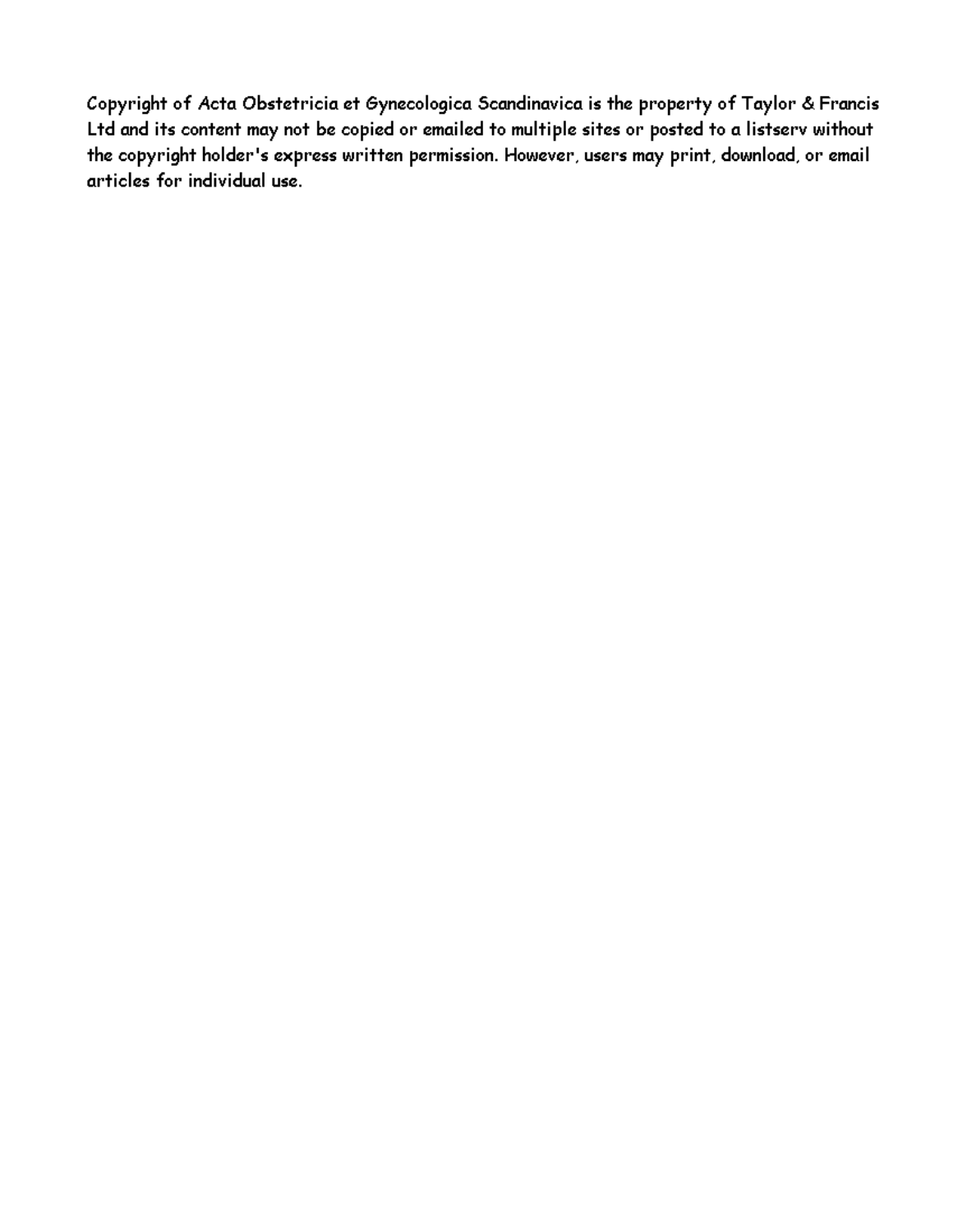Copyright of Acta Obstetricia et Gynecologica Scandinavica is the property of Taylor & Francis Ltd and its content may not be copied or emailed to multiple sites or posted to a listserv without the copyright holder's express written permission. However, users may print, download, or email articles for individual use.